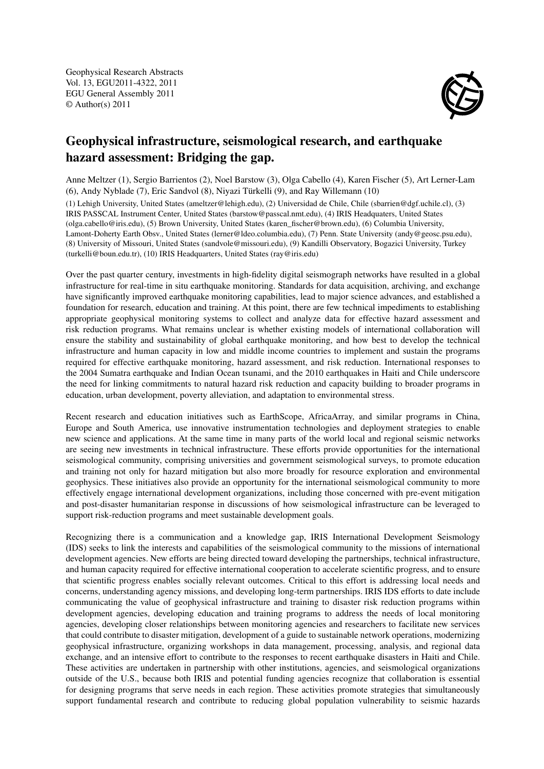Geophysical Research Abstracts
Vol. 13, EGU2011-4322, 2011
EGU General Assembly 2011
© Author(s) 2011

# Geophysical infrastructure, seismological research, and earthquake hazard assessment: Bridging the gap.

Anne Meltzer (1), Sergio Barrientos (2), Noel Barstow (3), Olga Cabello (4), Karen Fischer (5), Art Lerner-Lam (6), Andy Nyblade (7), Eric Sandvol (8), Niyazi Türkelli (9), and Ray Willemann (10)

(1) Lehigh University, United States (ameltzer@lehigh.edu), (2) Universidad de Chile, Chile (sbarrien@dgf.uchile.cl), (3) IRIS PASSCAL Instrument Center, United States (barstow@passcal.nmt.edu), (4) IRIS Headquaters, United States (olga.cabello@iris.edu), (5) Brown University, United States (karen_fischer@brown.edu), (6) Columbia University, Lamont-Doherty Earth Obsv., United States (lerner@ldeo.columbia.edu), (7) Penn. State University (andy@geosc.psu.edu), (8) University of Missouri, United States (sandvole@missouri.edu), (9) Kandilli Observatory, Bogazici University, Turkey (turkelli@boun.edu.tr), (10) IRIS Headquarters, United States (ray@iris.edu)

Over the past quarter century, investments in high-fidelity digital seismograph networks have resulted in a global infrastructure for real-time in situ earthquake monitoring. Standards for data acquisition, archiving, and exchange have significantly improved earthquake monitoring capabilities, lead to major science advances, and established a foundation for research, education and training. At this point, there are few technical impediments to establishing appropriate geophysical monitoring systems to collect and analyze data for effective hazard assessment and risk reduction programs. What remains unclear is whether existing models of international collaboration will ensure the stability and sustainability of global earthquake monitoring, and how best to develop the technical infrastructure and human capacity in low and middle income countries to implement and sustain the programs required for effective earthquake monitoring, hazard assessment, and risk reduction. International responses to the 2004 Sumatra earthquake and Indian Ocean tsunami, and the 2010 earthquakes in Haiti and Chile underscore the need for linking commitments to natural hazard risk reduction and capacity building to broader programs in education, urban development, poverty alleviation, and adaptation to environmental stress.

Recent research and education initiatives such as EarthScope, AfricaArray, and similar programs in China, Europe and South America, use innovative instrumentation technologies and deployment strategies to enable new science and applications. At the same time in many parts of the world local and regional seismic networks are seeing new investments in technical infrastructure. These efforts provide opportunities for the international seismological community, comprising universities and government seismological surveys, to promote education and training not only for hazard mitigation but also more broadly for resource exploration and environmental geophysics. These initiatives also provide an opportunity for the international seismological community to more effectively engage international development organizations, including those concerned with pre-event mitigation and post-disaster humanitarian response in discussions of how seismological infrastructure can be leveraged to support risk-reduction programs and meet sustainable development goals.

Recognizing there is a communication and a knowledge gap, IRIS International Development Seismology (IDS) seeks to link the interests and capabilities of the seismological community to the missions of international development agencies. New efforts are being directed toward developing the partnerships, technical infrastructure, and human capacity required for effective international cooperation to accelerate scientific progress, and to ensure that scientific progress enables socially relevant outcomes. Critical to this effort is addressing local needs and concerns, understanding agency missions, and developing long-term partnerships. IRIS IDS efforts to date include communicating the value of geophysical infrastructure and training to disaster risk reduction programs within development agencies, developing education and training programs to address the needs of local monitoring agencies, developing closer relationships between monitoring agencies and researchers to facilitate new services that could contribute to disaster mitigation, development of a guide to sustainable network operations, modernizing geophysical infrastructure, organizing workshops in data management, processing, analysis, and regional data exchange, and an intensive effort to contribute to the responses to recent earthquake disasters in Haiti and Chile. These activities are undertaken in partnership with other institutions, agencies, and seismological organizations outside of the U.S., because both IRIS and potential funding agencies recognize that collaboration is essential for designing programs that serve needs in each region. These activities promote strategies that simultaneously support fundamental research and contribute to reducing global population vulnerability to seismic hazards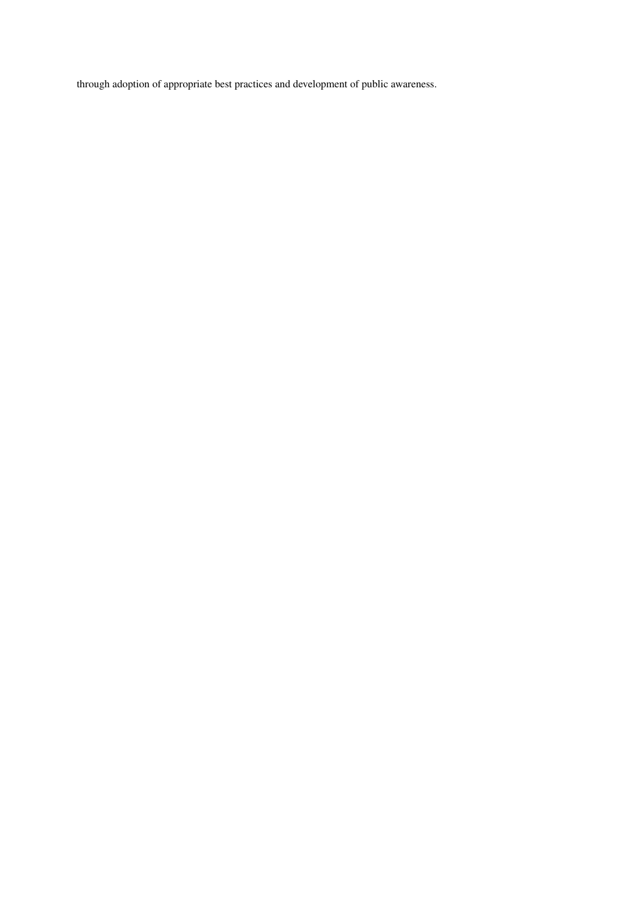through adoption of appropriate best practices and development of public awareness.